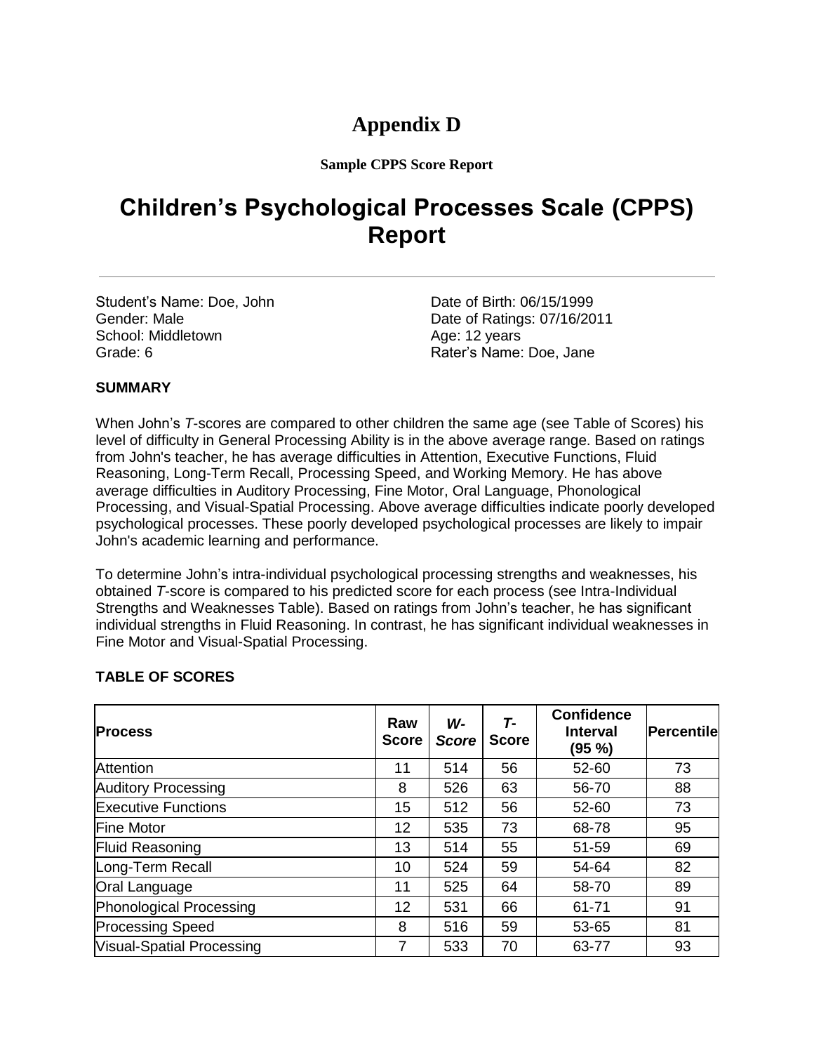# Appendix D

**Sample CPPS Score Report**

# Children's Psychological Processes Scale (CPPS) Report

---

Student's Name: Doe, John
Gender: Male
School: Middletown
Grade: 6

Date of Birth: 06/15/1999
Date of Ratings: 07/16/2011
Age: 12 years
Rater's Name: Doe, Jane

**SUMMARY**

When John's *T*-scores are compared to other children the same age (see Table of Scores) his level of difficulty in General Processing Ability is in the above average range. Based on ratings from John's teacher, he has average difficulties in Attention, Executive Functions, Fluid Reasoning, Long-Term Recall, Processing Speed, and Working Memory. He has above average difficulties in Auditory Processing, Fine Motor, Oral Language, Phonological Processing, and Visual-Spatial Processing. Above average difficulties indicate poorly developed psychological processes. These poorly developed psychological processes are likely to impair John's academic learning and performance.

To determine John's intra-individual psychological processing strengths and weaknesses, his obtained *T*-score is compared to his predicted score for each process (see Intra-Individual Strengths and Weaknesses Table). Based on ratings from John's teacher, he has significant individual strengths in Fluid Reasoning. In contrast, he has significant individual weaknesses in Fine Motor and Visual-Spatial Processing.

**TABLE OF SCORES**

| Process | Raw Score | *W-Score* | *T*-Score | Confidence Interval (95 %) | Percentile |
|---|---|---|---|---|---|
| Attention | 11 | 514 | 56 | 52-60 | 73 |
| Auditory Processing | 8 | 526 | 63 | 56-70 | 88 |
| Executive Functions | 15 | 512 | 56 | 52-60 | 73 |
| Fine Motor | 12 | 535 | 73 | 68-78 | 95 |
| Fluid Reasoning | 13 | 514 | 55 | 51-59 | 69 |
| Long-Term Recall | 10 | 524 | 59 | 54-64 | 82 |
| Oral Language | 11 | 525 | 64 | 58-70 | 89 |
| Phonological Processing | 12 | 531 | 66 | 61-71 | 91 |
| Processing Speed | 8 | 516 | 59 | 53-65 | 81 |
| Visual-Spatial Processing | 7 | 533 | 70 | 63-77 | 93 |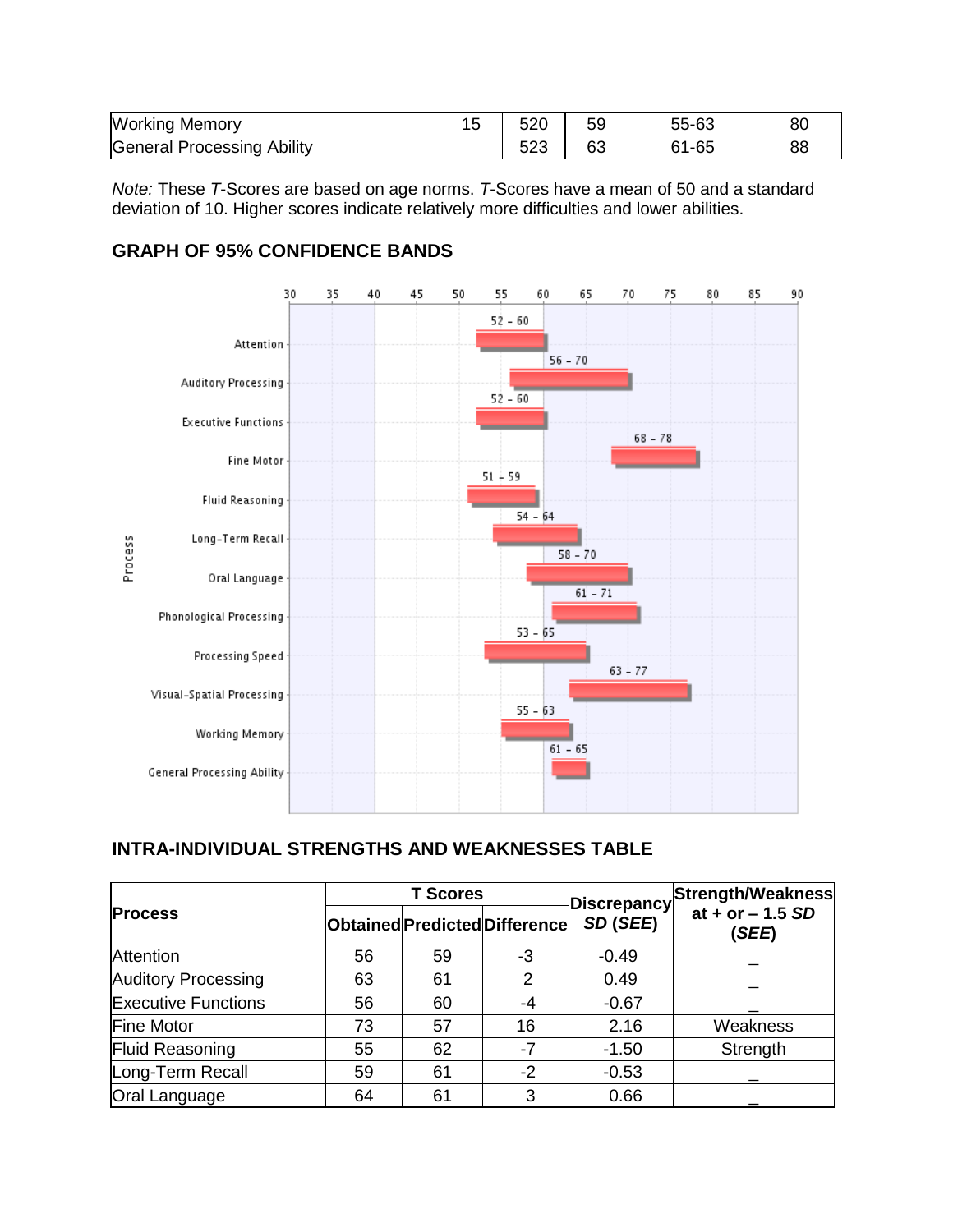| | | | | | |
|---|---|---|---|---|---|
| Working Memory | 15 | 520 | 59 | 55-63 | 80 |
| General Processing Ability | | 523 | 63 | 61-65 | 88 |

*Note:* These *T*-Scores are based on age norms. *T*-Scores have a mean of 50 and a standard deviation of 10. Higher scores indicate relatively more difficulties and lower abilities.

### GRAPH OF 95% CONFIDENCE BANDS

| Process | 95% Confidence Band |
|---|---|
| Attention | 52 – 60 |
| Auditory Processing | 56 – 70 |
| Executive Functions | 52 – 60 |
| Fine Motor | 68 – 78 |
| Fluid Reasoning | 51 – 59 |
| Long-Term Recall | 54 – 64 |
| Oral Language | 58 – 70 |
| Phonological Processing | 61 – 71 |
| Processing Speed | 53 – 65 |
| Visual-Spatial Processing | 63 – 77 |
| Working Memory | 55 – 63 |
| General Processing Ability | 61 – 65 |

### INTRA-INDIVIDUAL STRENGTHS AND WEAKNESSES TABLE

| Process | T Scores | | | Discrepancy *SD* (*SEE*) | Strength/Weakness at + or – 1.5 *SD* (*SEE*) |
|---|---|---|---|---|---|
| | Obtained | Predicted | Difference | | |
| Attention | 56 | 59 | -3 | -0.49 | _ |
| Auditory Processing | 63 | 61 | 2 | 0.49 | _ |
| Executive Functions | 56 | 60 | -4 | -0.67 | _ |
| Fine Motor | 73 | 57 | 16 | 2.16 | Weakness |
| Fluid Reasoning | 55 | 62 | -7 | -1.50 | Strength |
| Long-Term Recall | 59 | 61 | -2 | -0.53 | _ |
| Oral Language | 64 | 61 | 3 | 0.66 | _ |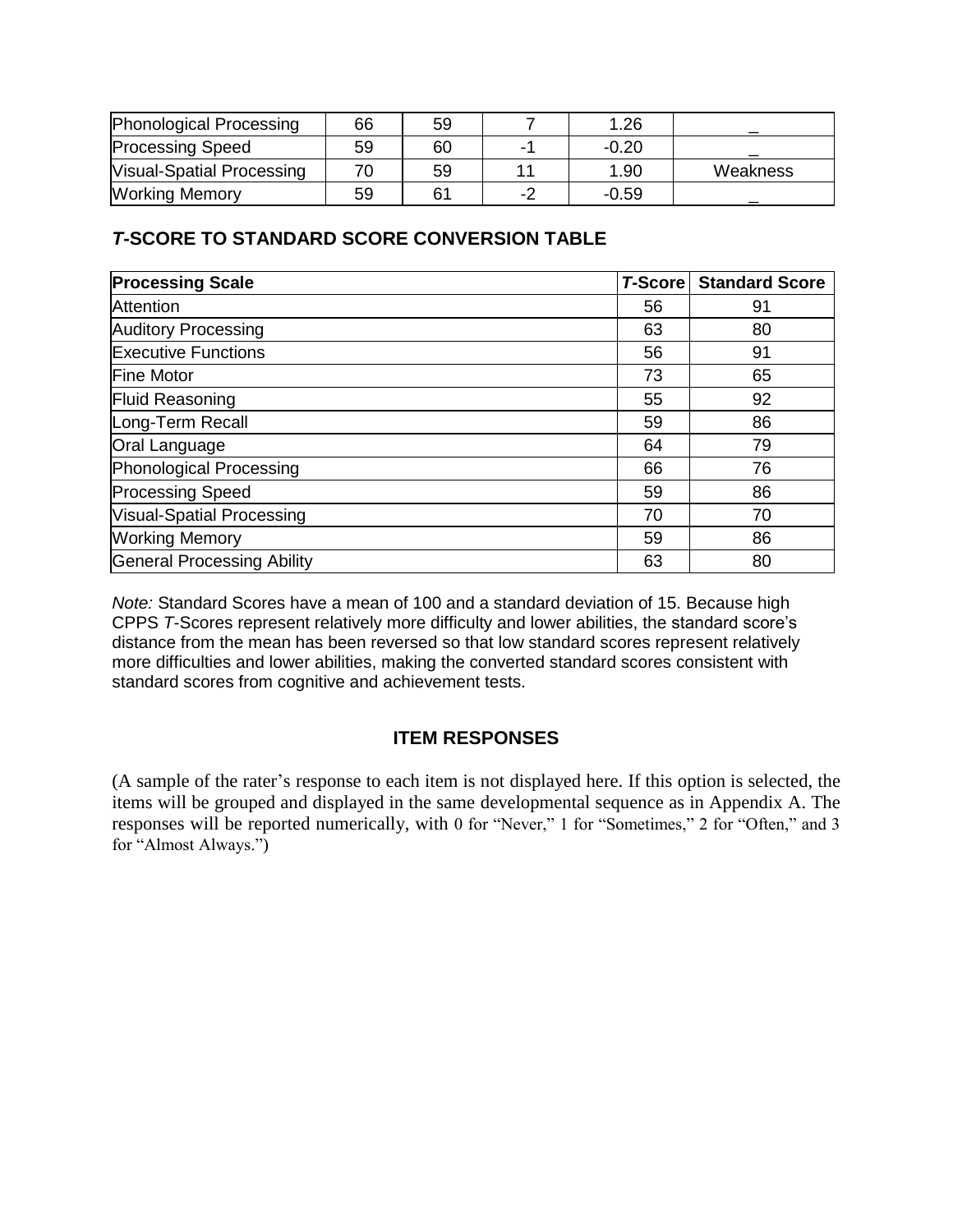| | | | | | |
|---|---|---|---|---|---|
| Phonological Processing | 66 | 59 | 7 | 1.26 | _ |
| Processing Speed | 59 | 60 | -1 | -0.20 | _ |
| Visual-Spatial Processing | 70 | 59 | 11 | 1.90 | Weakness |
| Working Memory | 59 | 61 | -2 | -0.59 | _ |

### *T*-SCORE TO STANDARD SCORE CONVERSION TABLE

| Processing Scale | *T*-Score | Standard Score |
|---|---|---|
| Attention | 56 | 91 |
| Auditory Processing | 63 | 80 |
| Executive Functions | 56 | 91 |
| Fine Motor | 73 | 65 |
| Fluid Reasoning | 55 | 92 |
| Long-Term Recall | 59 | 86 |
| Oral Language | 64 | 79 |
| Phonological Processing | 66 | 76 |
| Processing Speed | 59 | 86 |
| Visual-Spatial Processing | 70 | 70 |
| Working Memory | 59 | 86 |
| General Processing Ability | 63 | 80 |

*Note:* Standard Scores have a mean of 100 and a standard deviation of 15. Because high CPPS *T*-Scores represent relatively more difficulty and lower abilities, the standard score's distance from the mean has been reversed so that low standard scores represent relatively more difficulties and lower abilities, making the converted standard scores consistent with standard scores from cognitive and achievement tests.

## ITEM RESPONSES

(A sample of the rater's response to each item is not displayed here. If this option is selected, the items will be grouped and displayed in the same developmental sequence as in Appendix A. The responses will be reported numerically, with 0 for "Never," 1 for "Sometimes," 2 for "Often," and 3 for "Almost Always.")